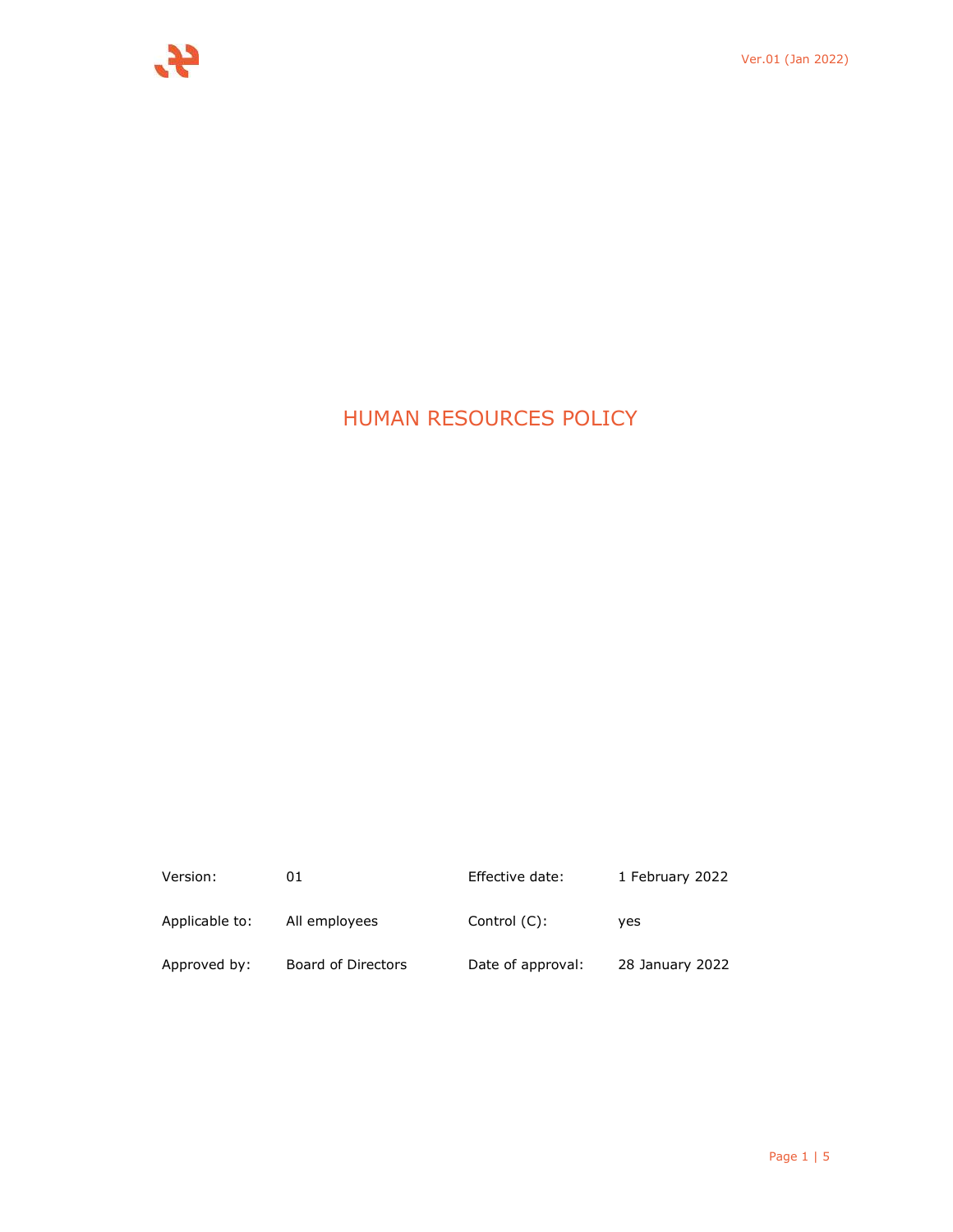# HUMAN RESOURCES POLICY

| | | | |
|---|---|---|---|
| Version: | 01 | Effective date: | 1 February 2022 |
| Applicable to: | All employees | Control (C): | yes |
| Approved by: | Board of Directors | Date of approval: | 28 January 2022 |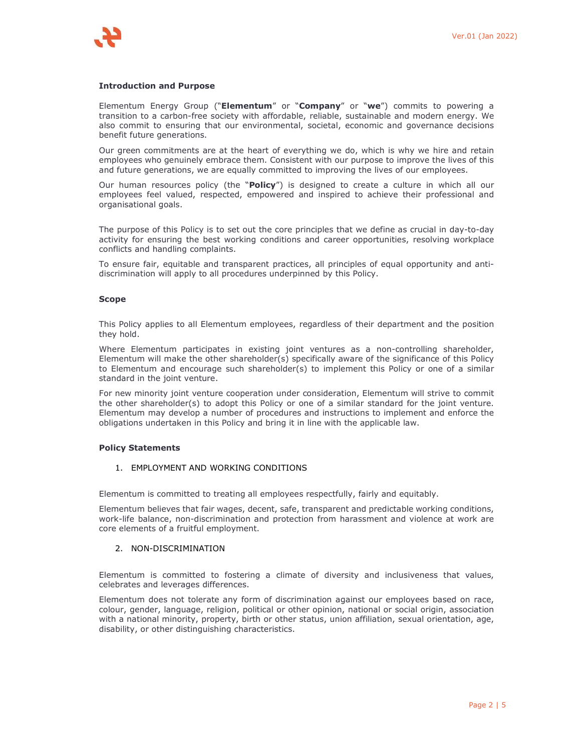**Introduction and Purpose**

Elementum Energy Group ("**Elementum**" or "**Company**" or "**we**") commits to powering a transition to a carbon-free society with affordable, reliable, sustainable and modern energy. We also commit to ensuring that our environmental, societal, economic and governance decisions benefit future generations.

Our green commitments are at the heart of everything we do, which is why we hire and retain employees who genuinely embrace them. Consistent with our purpose to improve the lives of this and future generations, we are equally committed to improving the lives of our employees.

Our human resources policy (the "**Policy**") is designed to create a culture in which all our employees feel valued, respected, empowered and inspired to achieve their professional and organisational goals.

The purpose of this Policy is to set out the core principles that we define as crucial in day-to-day activity for ensuring the best working conditions and career opportunities, resolving workplace conflicts and handling complaints.

To ensure fair, equitable and transparent practices, all principles of equal opportunity and anti-discrimination will apply to all procedures underpinned by this Policy.

**Scope**

This Policy applies to all Elementum employees, regardless of their department and the position they hold.

Where Elementum participates in existing joint ventures as a non-controlling shareholder, Elementum will make the other shareholder(s) specifically aware of the significance of this Policy to Elementum and encourage such shareholder(s) to implement this Policy or one of a similar standard in the joint venture.

For new minority joint venture cooperation under consideration, Elementum will strive to commit the other shareholder(s) to adopt this Policy or one of a similar standard for the joint venture. Elementum may develop a number of procedures and instructions to implement and enforce the obligations undertaken in this Policy and bring it in line with the applicable law.

**Policy Statements**

1. EMPLOYMENT AND WORKING CONDITIONS

Elementum is committed to treating all employees respectfully, fairly and equitably.

Elementum believes that fair wages, decent, safe, transparent and predictable working conditions, work-life balance, non-discrimination and protection from harassment and violence at work are core elements of a fruitful employment.

2. NON-DISCRIMINATION

Elementum is committed to fostering a climate of diversity and inclusiveness that values, celebrates and leverages differences.

Elementum does not tolerate any form of discrimination against our employees based on race, colour, gender, language, religion, political or other opinion, national or social origin, association with a national minority, property, birth or other status, union affiliation, sexual orientation, age, disability, or other distinguishing characteristics.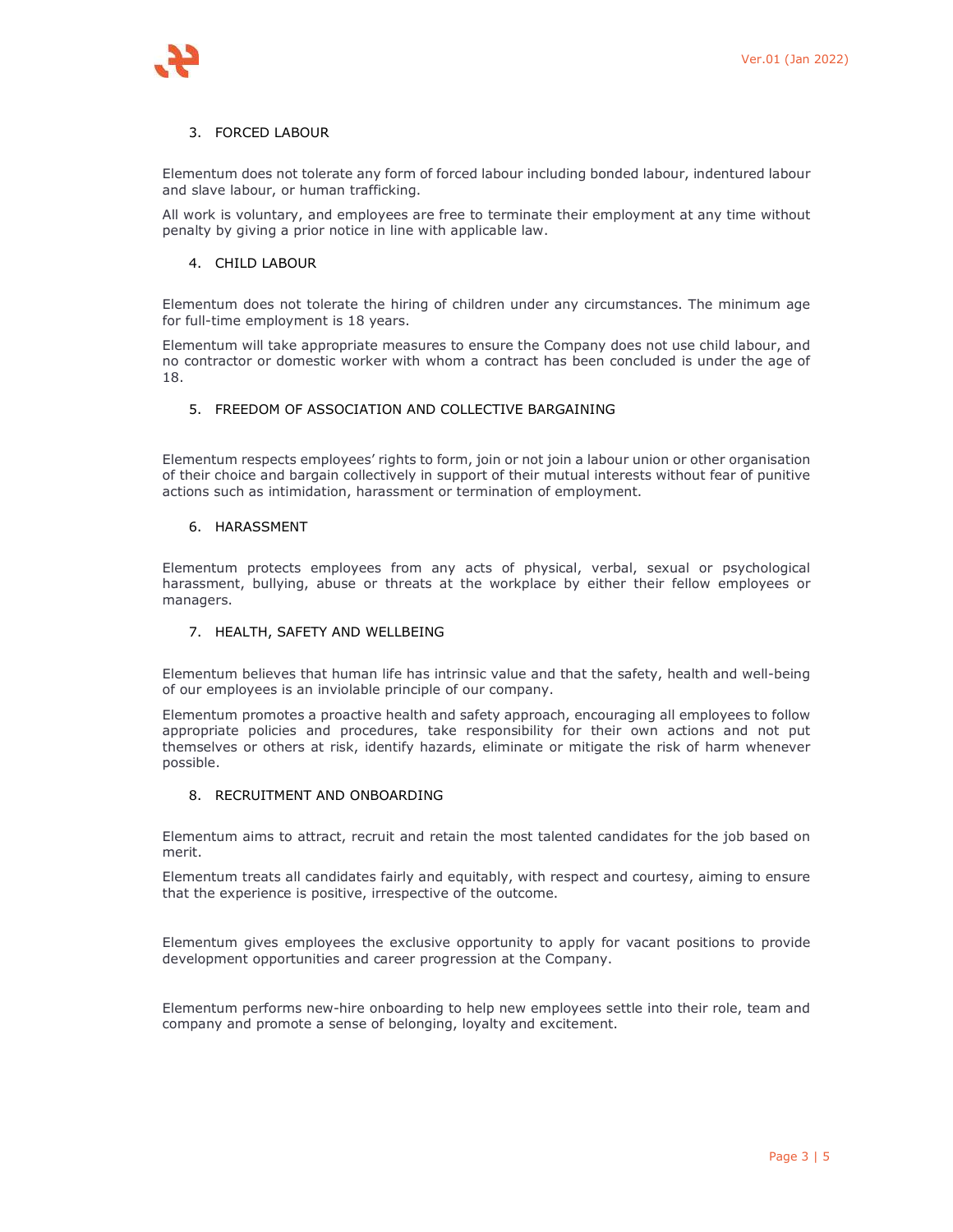## 3. FORCED LABOUR

Elementum does not tolerate any form of forced labour including bonded labour, indentured labour and slave labour, or human trafficking.

All work is voluntary, and employees are free to terminate their employment at any time without penalty by giving a prior notice in line with applicable law.

## 4. CHILD LABOUR

Elementum does not tolerate the hiring of children under any circumstances. The minimum age for full-time employment is 18 years.

Elementum will take appropriate measures to ensure the Company does not use child labour, and no contractor or domestic worker with whom a contract has been concluded is under the age of 18.

## 5. FREEDOM OF ASSOCIATION AND COLLECTIVE BARGAINING

Elementum respects employees' rights to form, join or not join a labour union or other organisation of their choice and bargain collectively in support of their mutual interests without fear of punitive actions such as intimidation, harassment or termination of employment.

## 6. HARASSMENT

Elementum protects employees from any acts of physical, verbal, sexual or psychological harassment, bullying, abuse or threats at the workplace by either their fellow employees or managers.

## 7. HEALTH, SAFETY AND WELLBEING

Elementum believes that human life has intrinsic value and that the safety, health and well-being of our employees is an inviolable principle of our company.

Elementum promotes a proactive health and safety approach, encouraging all employees to follow appropriate policies and procedures, take responsibility for their own actions and not put themselves or others at risk, identify hazards, eliminate or mitigate the risk of harm whenever possible.

## 8. RECRUITMENT AND ONBOARDING

Elementum aims to attract, recruit and retain the most talented candidates for the job based on merit.

Elementum treats all candidates fairly and equitably, with respect and courtesy, aiming to ensure that the experience is positive, irrespective of the outcome.

Elementum gives employees the exclusive opportunity to apply for vacant positions to provide development opportunities and career progression at the Company.

Elementum performs new-hire onboarding to help new employees settle into their role, team and company and promote a sense of belonging, loyalty and excitement.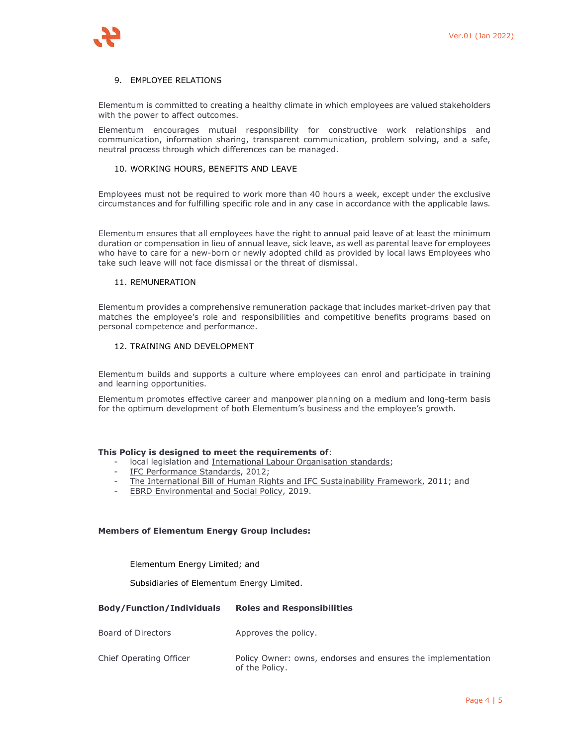## 9. EMPLOYEE RELATIONS

Elementum is committed to creating a healthy climate in which employees are valued stakeholders with the power to affect outcomes.

Elementum encourages mutual responsibility for constructive work relationships and communication, information sharing, transparent communication, problem solving, and a safe, neutral process through which differences can be managed.

## 10. WORKING HOURS, BENEFITS AND LEAVE

Employees must not be required to work more than 40 hours a week, except under the exclusive circumstances and for fulfilling specific role and in any case in accordance with the applicable laws.

Elementum ensures that all employees have the right to annual paid leave of at least the minimum duration or compensation in lieu of annual leave, sick leave, as well as parental leave for employees who have to care for a new-born or newly adopted child as provided by local laws Employees who take such leave will not face dismissal or the threat of dismissal.

## 11. REMUNERATION

Elementum provides a comprehensive remuneration package that includes market-driven pay that matches the employee's role and responsibilities and competitive benefits programs based on personal competence and performance.

## 12. TRAINING AND DEVELOPMENT

Elementum builds and supports a culture where employees can enrol and participate in training and learning opportunities.

Elementum promotes effective career and manpower planning on a medium and long-term basis for the optimum development of both Elementum's business and the employee's growth.

**This Policy is designed to meet the requirements of**:

- local legislation and International Labour Organisation standards;
- IFC Performance Standards, 2012;
- The International Bill of Human Rights and IFC Sustainability Framework, 2011; and
- EBRD Environmental and Social Policy, 2019.

**Members of Elementum Energy Group includes:**

Elementum Energy Limited; and

Subsidiaries of Elementum Energy Limited.

| Body/Function/Individuals | Roles and Responsibilities |
|---|---|
| Board of Directors | Approves the policy. |
| Chief Operating Officer | Policy Owner: owns, endorses and ensures the implementation of the Policy. |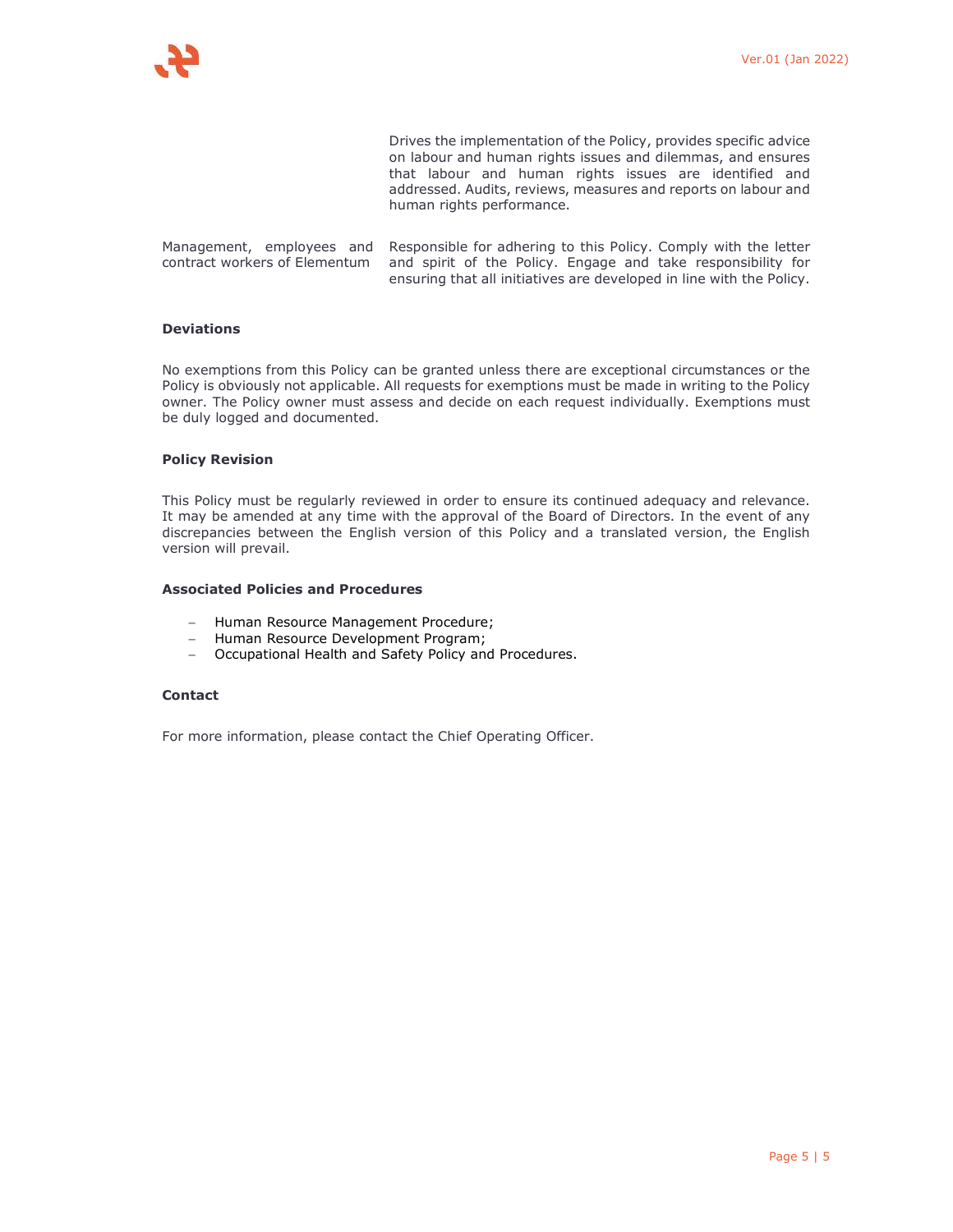| | |
|---|---|
| | Drives the implementation of the Policy, provides specific advice on labour and human rights issues and dilemmas, and ensures that labour and human rights issues are identified and addressed. Audits, reviews, measures and reports on labour and human rights performance. |
| Management, employees and contract workers of Elementum | Responsible for adhering to this Policy. Comply with the letter and spirit of the Policy. Engage and take responsibility for ensuring that all initiatives are developed in line with the Policy. |

**Deviations**

No exemptions from this Policy can be granted unless there are exceptional circumstances or the Policy is obviously not applicable. All requests for exemptions must be made in writing to the Policy owner. The Policy owner must assess and decide on each request individually. Exemptions must be duly logged and documented.

**Policy Revision**

This Policy must be regularly reviewed in order to ensure its continued adequacy and relevance. It may be amended at any time with the approval of the Board of Directors. In the event of any discrepancies between the English version of this Policy and a translated version, the English version will prevail.

**Associated Policies and Procedures**

- Human Resource Management Procedure;
- Human Resource Development Program;
- Occupational Health and Safety Policy and Procedures.

**Contact**

For more information, please contact the Chief Operating Officer.